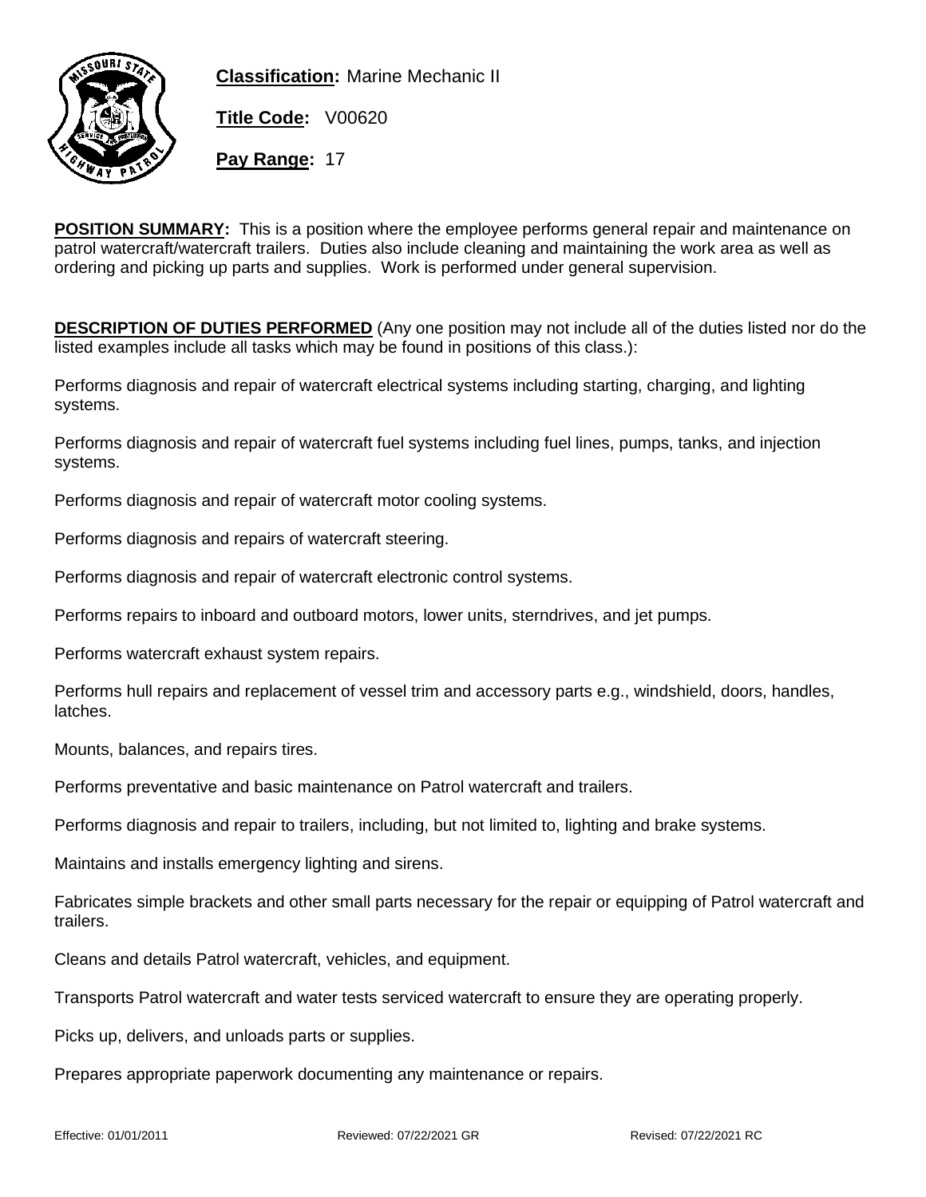**Classification:** Marine Mechanic II

**Title Code:** V00620

**Pay Range:** 17

**POSITION SUMMARY:** This is a position where the employee performs general repair and maintenance on patrol watercraft/watercraft trailers. Duties also include cleaning and maintaining the work area as well as ordering and picking up parts and supplies. Work is performed under general supervision.

**DESCRIPTION OF DUTIES PERFORMED** (Any one position may not include all of the duties listed nor do the listed examples include all tasks which may be found in positions of this class.):

Performs diagnosis and repair of watercraft electrical systems including starting, charging, and lighting systems.

Performs diagnosis and repair of watercraft fuel systems including fuel lines, pumps, tanks, and injection systems.

Performs diagnosis and repair of watercraft motor cooling systems.

Performs diagnosis and repairs of watercraft steering.

Performs diagnosis and repair of watercraft electronic control systems.

Performs repairs to inboard and outboard motors, lower units, sterndrives, and jet pumps.

Performs watercraft exhaust system repairs.

Performs hull repairs and replacement of vessel trim and accessory parts e.g., windshield, doors, handles, latches.

Mounts, balances, and repairs tires.

Performs preventative and basic maintenance on Patrol watercraft and trailers.

Performs diagnosis and repair to trailers, including, but not limited to, lighting and brake systems.

Maintains and installs emergency lighting and sirens.

Fabricates simple brackets and other small parts necessary for the repair or equipping of Patrol watercraft and trailers.

Cleans and details Patrol watercraft, vehicles, and equipment.

Transports Patrol watercraft and water tests serviced watercraft to ensure they are operating properly.

Picks up, delivers, and unloads parts or supplies.

Prepares appropriate paperwork documenting any maintenance or repairs.

Effective: 01/01/2011 Reviewed: 07/22/2021 GR Revised: 07/22/2021 RC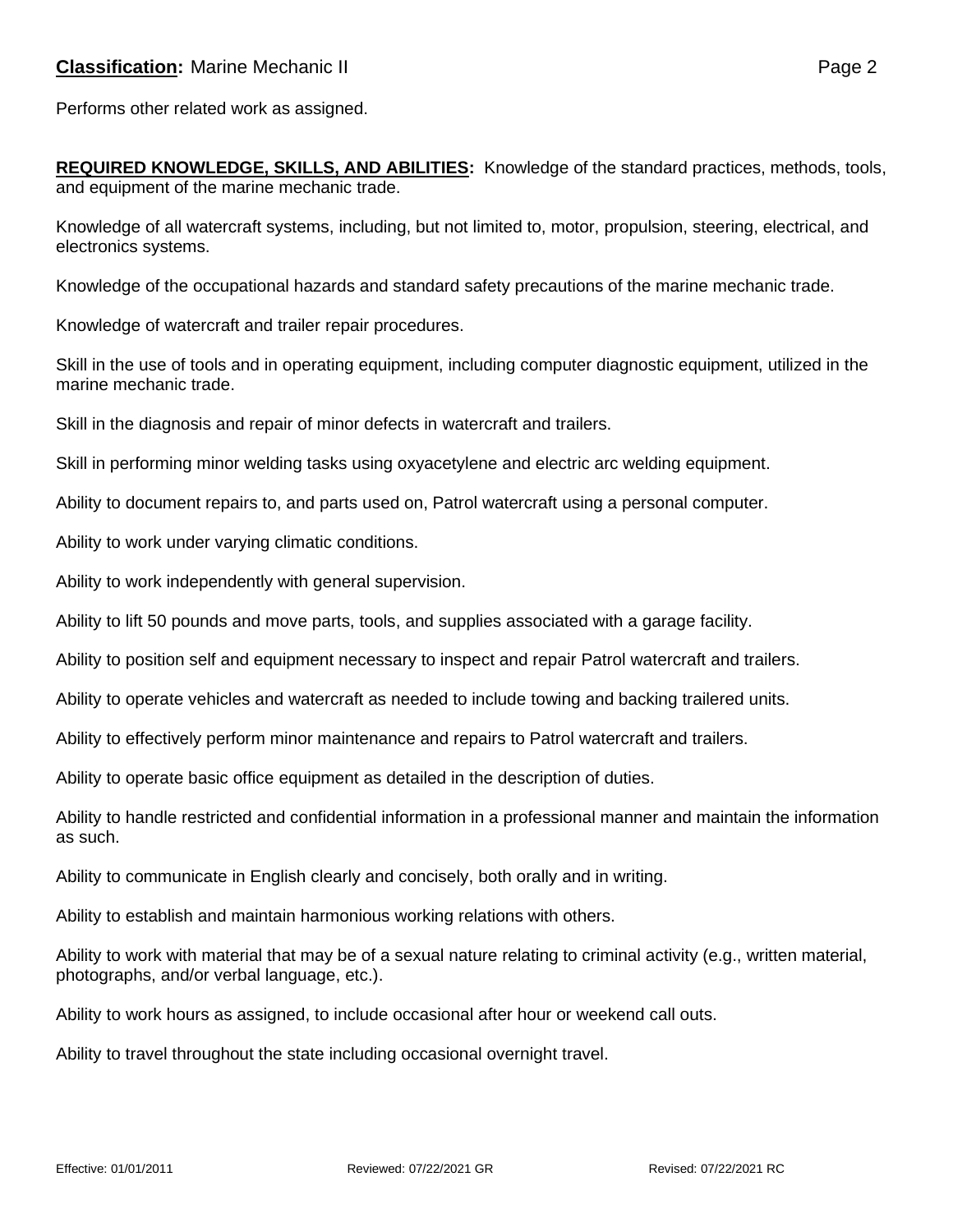Performs other related work as assigned.

**REQUIRED KNOWLEDGE, SKILLS, AND ABILITIES:** Knowledge of the standard practices, methods, tools, and equipment of the marine mechanic trade.

Knowledge of all watercraft systems, including, but not limited to, motor, propulsion, steering, electrical, and electronics systems.

Knowledge of the occupational hazards and standard safety precautions of the marine mechanic trade.

Knowledge of watercraft and trailer repair procedures.

Skill in the use of tools and in operating equipment, including computer diagnostic equipment, utilized in the marine mechanic trade.

Skill in the diagnosis and repair of minor defects in watercraft and trailers.

Skill in performing minor welding tasks using oxyacetylene and electric arc welding equipment.

Ability to document repairs to, and parts used on, Patrol watercraft using a personal computer.

Ability to work under varying climatic conditions.

Ability to work independently with general supervision.

Ability to lift 50 pounds and move parts, tools, and supplies associated with a garage facility.

Ability to position self and equipment necessary to inspect and repair Patrol watercraft and trailers.

Ability to operate vehicles and watercraft as needed to include towing and backing trailered units.

Ability to effectively perform minor maintenance and repairs to Patrol watercraft and trailers.

Ability to operate basic office equipment as detailed in the description of duties.

Ability to handle restricted and confidential information in a professional manner and maintain the information as such.

Ability to communicate in English clearly and concisely, both orally and in writing.

Ability to establish and maintain harmonious working relations with others.

Ability to work with material that may be of a sexual nature relating to criminal activity (e.g., written material, photographs, and/or verbal language, etc.).

Ability to work hours as assigned, to include occasional after hour or weekend call outs.

Ability to travel throughout the state including occasional overnight travel.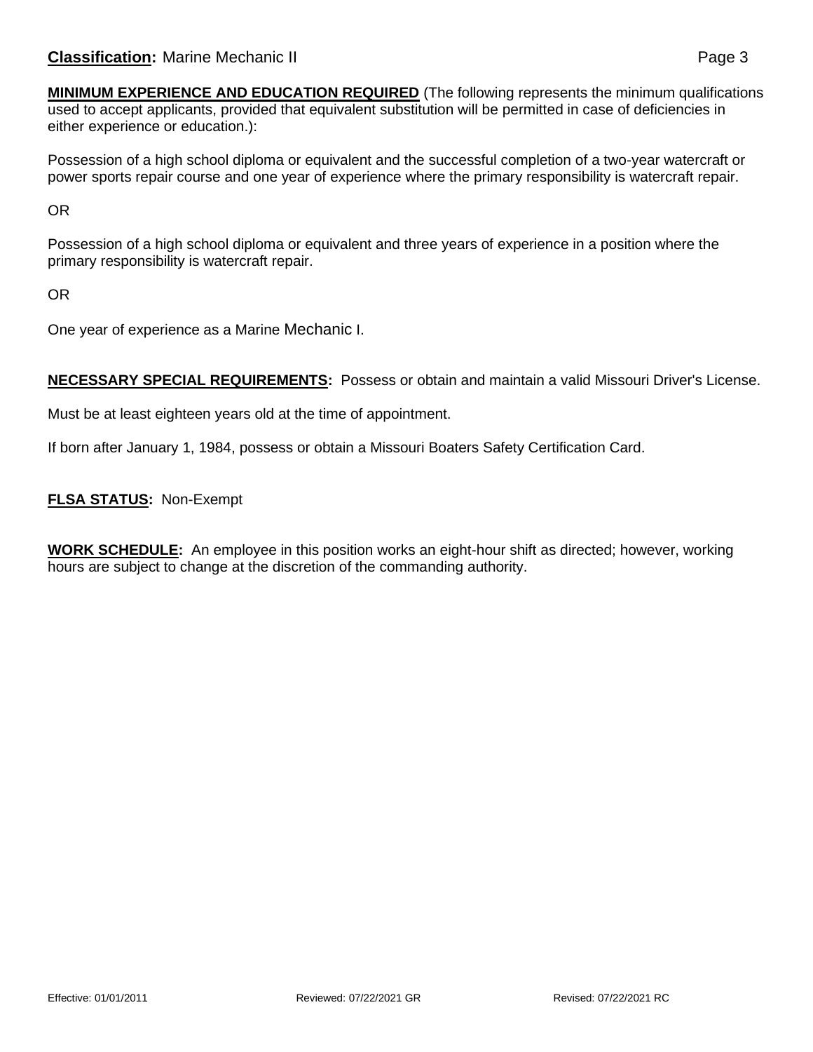**MINIMUM EXPERIENCE AND EDUCATION REQUIRED** (The following represents the minimum qualifications used to accept applicants, provided that equivalent substitution will be permitted in case of deficiencies in either experience or education.):

Possession of a high school diploma or equivalent and the successful completion of a two-year watercraft or power sports repair course and one year of experience where the primary responsibility is watercraft repair.

OR

Possession of a high school diploma or equivalent and three years of experience in a position where the primary responsibility is watercraft repair.

OR

One year of experience as a Marine Mechanic I.

**NECESSARY SPECIAL REQUIREMENTS:** Possess or obtain and maintain a valid Missouri Driver's License.

Must be at least eighteen years old at the time of appointment.

If born after January 1, 1984, possess or obtain a Missouri Boaters Safety Certification Card.

**FLSA STATUS:** Non-Exempt

**WORK SCHEDULE:** An employee in this position works an eight-hour shift as directed; however, working hours are subject to change at the discretion of the commanding authority.

Effective: 01/01/2011 Reviewed: 07/22/2021 GR Revised: 07/22/2021 RC